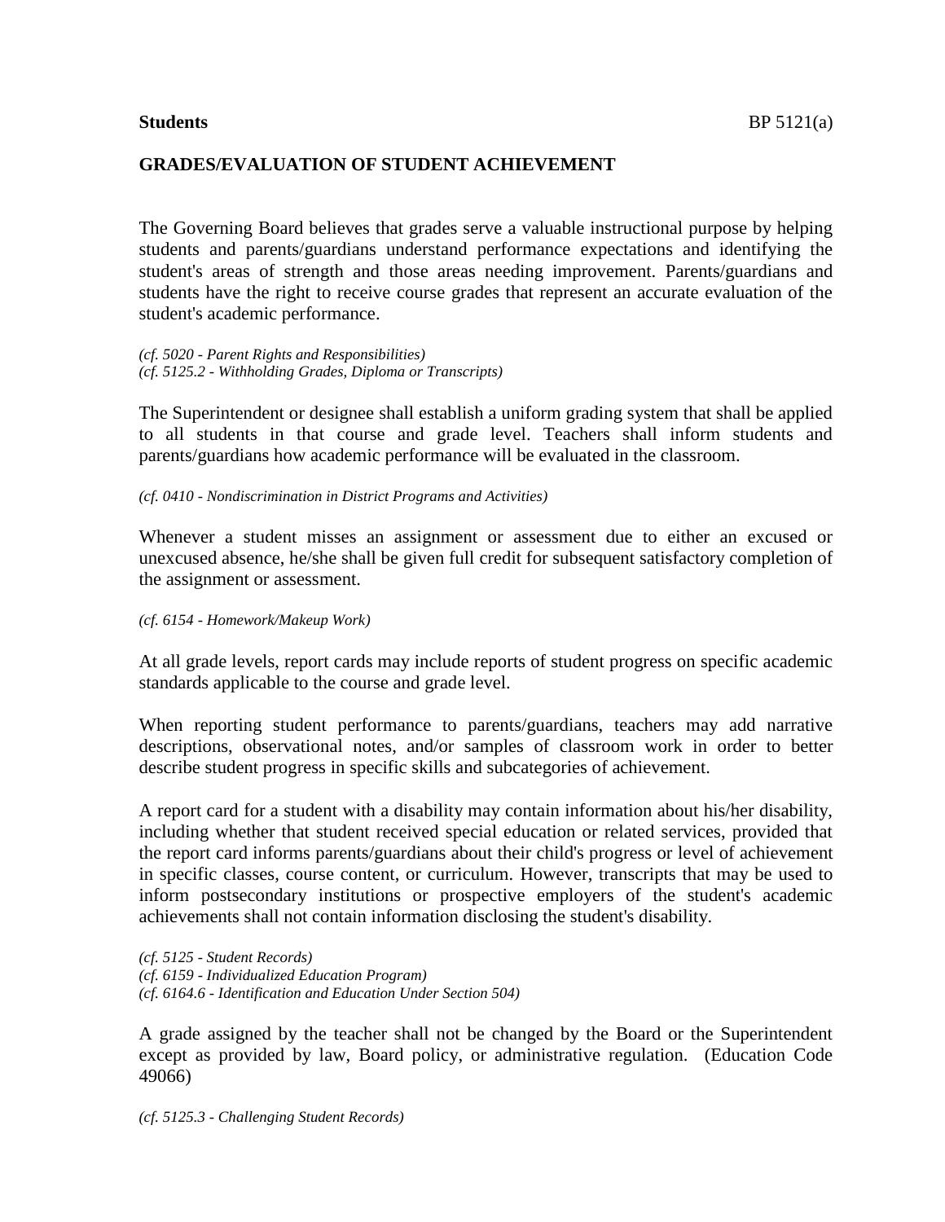**Students** BP 5121(a)

## GRADES/EVALUATION OF STUDENT ACHIEVEMENT

The Governing Board believes that grades serve a valuable instructional purpose by helping students and parents/guardians understand performance expectations and identifying the student's areas of strength and those areas needing improvement. Parents/guardians and students have the right to receive course grades that represent an accurate evaluation of the student's academic performance.

*(cf. 5020 - Parent Rights and Responsibilities)*
*(cf. 5125.2 - Withholding Grades, Diploma or Transcripts)*

The Superintendent or designee shall establish a uniform grading system that shall be applied to all students in that course and grade level. Teachers shall inform students and parents/guardians how academic performance will be evaluated in the classroom.

*(cf. 0410 - Nondiscrimination in District Programs and Activities)*

Whenever a student misses an assignment or assessment due to either an excused or unexcused absence, he/she shall be given full credit for subsequent satisfactory completion of the assignment or assessment.

*(cf. 6154 - Homework/Makeup Work)*

At all grade levels, report cards may include reports of student progress on specific academic standards applicable to the course and grade level.

When reporting student performance to parents/guardians, teachers may add narrative descriptions, observational notes, and/or samples of classroom work in order to better describe student progress in specific skills and subcategories of achievement.

A report card for a student with a disability may contain information about his/her disability, including whether that student received special education or related services, provided that the report card informs parents/guardians about their child's progress or level of achievement in specific classes, course content, or curriculum. However, transcripts that may be used to inform postsecondary institutions or prospective employers of the student's academic achievements shall not contain information disclosing the student's disability.

*(cf. 5125 - Student Records)*
*(cf. 6159 - Individualized Education Program)*
*(cf. 6164.6 - Identification and Education Under Section 504)*

A grade assigned by the teacher shall not be changed by the Board or the Superintendent except as provided by law, Board policy, or administrative regulation. (Education Code 49066)

*(cf. 5125.3 - Challenging Student Records)*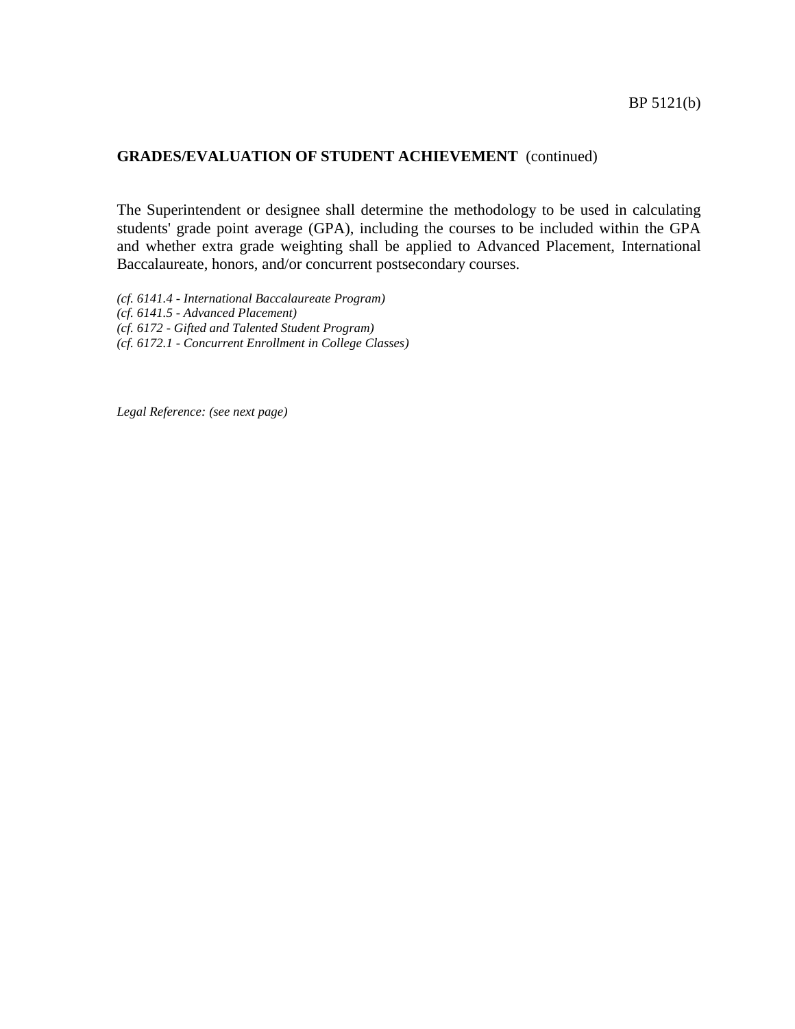**GRADES/EVALUATION OF STUDENT ACHIEVEMENT** (continued)

The Superintendent or designee shall determine the methodology to be used in calculating students' grade point average (GPA), including the courses to be included within the GPA and whether extra grade weighting shall be applied to Advanced Placement, International Baccalaureate, honors, and/or concurrent postsecondary courses.

*(cf. 6141.4 - International Baccalaureate Program)*
*(cf. 6141.5 - Advanced Placement)*
*(cf. 6172 - Gifted and Talented Student Program)*
*(cf. 6172.1 - Concurrent Enrollment in College Classes)*

*Legal Reference: (see next page)*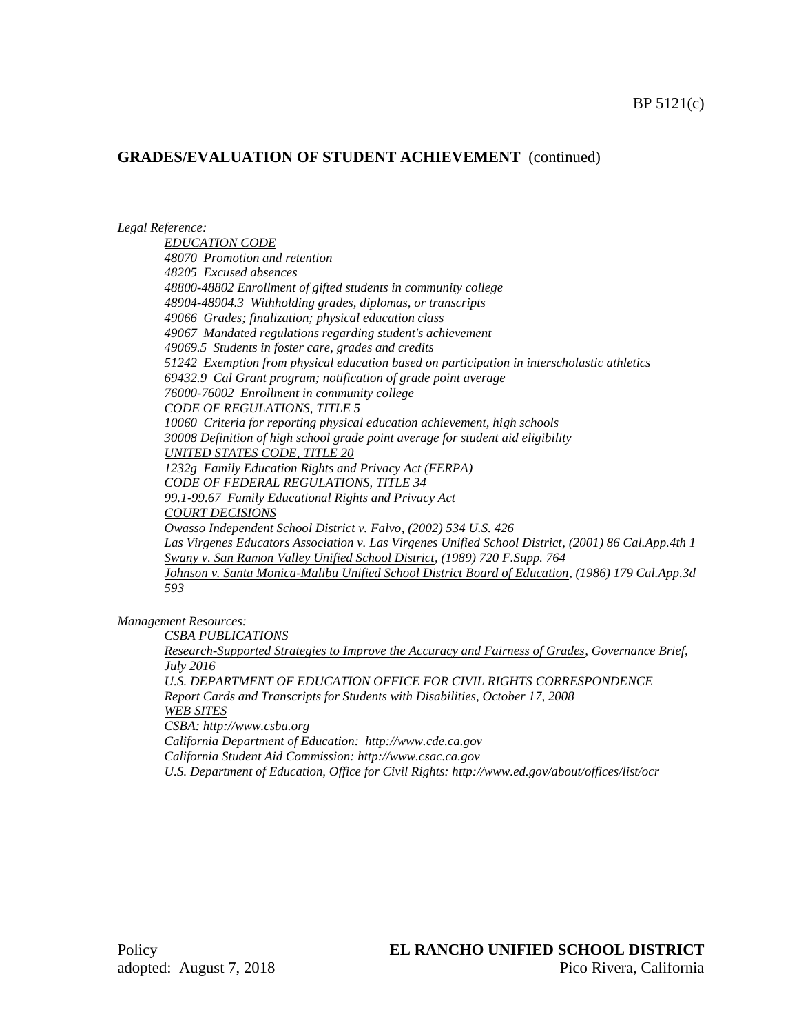# GRADES/EVALUATION OF STUDENT ACHIEVEMENT (continued)

*Legal Reference:*

*EDUCATION CODE*
*48070 Promotion and retention*
*48205 Excused absences*
*48800-48802 Enrollment of gifted students in community college*
*48904-48904.3 Withholding grades, diplomas, or transcripts*
*49066 Grades; finalization; physical education class*
*49067 Mandated regulations regarding student's achievement*
*49069.5 Students in foster care, grades and credits*
*51242 Exemption from physical education based on participation in interscholastic athletics*
*69432.9 Cal Grant program; notification of grade point average*
*76000-76002 Enrollment in community college*
*CODE OF REGULATIONS, TITLE 5*
*10060 Criteria for reporting physical education achievement, high schools*
*30008 Definition of high school grade point average for student aid eligibility*
*UNITED STATES CODE, TITLE 20*
*1232g Family Education Rights and Privacy Act (FERPA)*
*CODE OF FEDERAL REGULATIONS, TITLE 34*
*99.1-99.67 Family Educational Rights and Privacy Act*
*COURT DECISIONS*
*Owasso Independent School District v. Falvo, (2002) 534 U.S. 426*
*Las Virgenes Educators Association v. Las Virgenes Unified School District, (2001) 86 Cal.App.4th 1*
*Swany v. San Ramon Valley Unified School District, (1989) 720 F.Supp. 764*
*Johnson v. Santa Monica-Malibu Unified School District Board of Education, (1986) 179 Cal.App.3d 593*

*Management Resources:*

*CSBA PUBLICATIONS*
*Research-Supported Strategies to Improve the Accuracy and Fairness of Grades, Governance Brief, July 2016*
*U.S. DEPARTMENT OF EDUCATION OFFICE FOR CIVIL RIGHTS CORRESPONDENCE*
*Report Cards and Transcripts for Students with Disabilities, October 17, 2008*
*WEB SITES*
*CSBA: http://www.csba.org*
*California Department of Education: http://www.cde.ca.gov*
*California Student Aid Commission: http://www.csac.ca.gov*
*U.S. Department of Education, Office for Civil Rights: http://www.ed.gov/about/offices/list/ocr*

Policy adopted: August 7, 2018

**EL RANCHO UNIFIED SCHOOL DISTRICT**
Pico Rivera, California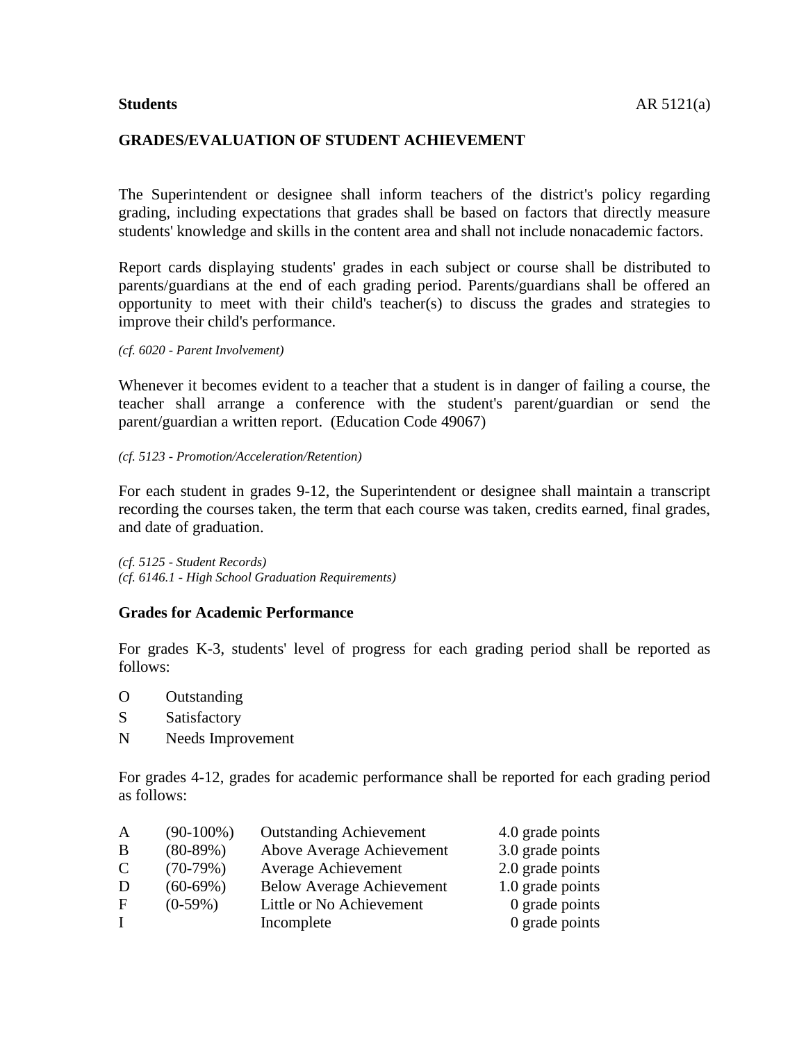**Students** AR 5121(a)

## GRADES/EVALUATION OF STUDENT ACHIEVEMENT

The Superintendent or designee shall inform teachers of the district's policy regarding grading, including expectations that grades shall be based on factors that directly measure students' knowledge and skills in the content area and shall not include nonacademic factors.

Report cards displaying students' grades in each subject or course shall be distributed to parents/guardians at the end of each grading period. Parents/guardians shall be offered an opportunity to meet with their child's teacher(s) to discuss the grades and strategies to improve their child's performance.

*(cf. 6020 - Parent Involvement)*

Whenever it becomes evident to a teacher that a student is in danger of failing a course, the teacher shall arrange a conference with the student's parent/guardian or send the parent/guardian a written report. (Education Code 49067)

*(cf. 5123 - Promotion/Acceleration/Retention)*

For each student in grades 9-12, the Superintendent or designee shall maintain a transcript recording the courses taken, the term that each course was taken, credits earned, final grades, and date of graduation.

*(cf. 5125 - Student Records)*
*(cf. 6146.1 - High School Graduation Requirements)*

### Grades for Academic Performance

For grades K-3, students' level of progress for each grading period shall be reported as follows:

O Outstanding
S Satisfactory
N Needs Improvement

For grades 4-12, grades for academic performance shall be reported for each grading period as follows:

| | | | |
|---|---|---|---|
| A | (90-100%) | Outstanding Achievement | 4.0 grade points |
| B | (80-89%) | Above Average Achievement | 3.0 grade points |
| C | (70-79%) | Average Achievement | 2.0 grade points |
| D | (60-69%) | Below Average Achievement | 1.0 grade points |
| F | (0-59%) | Little or No Achievement | 0 grade points |
| I | | Incomplete | 0 grade points |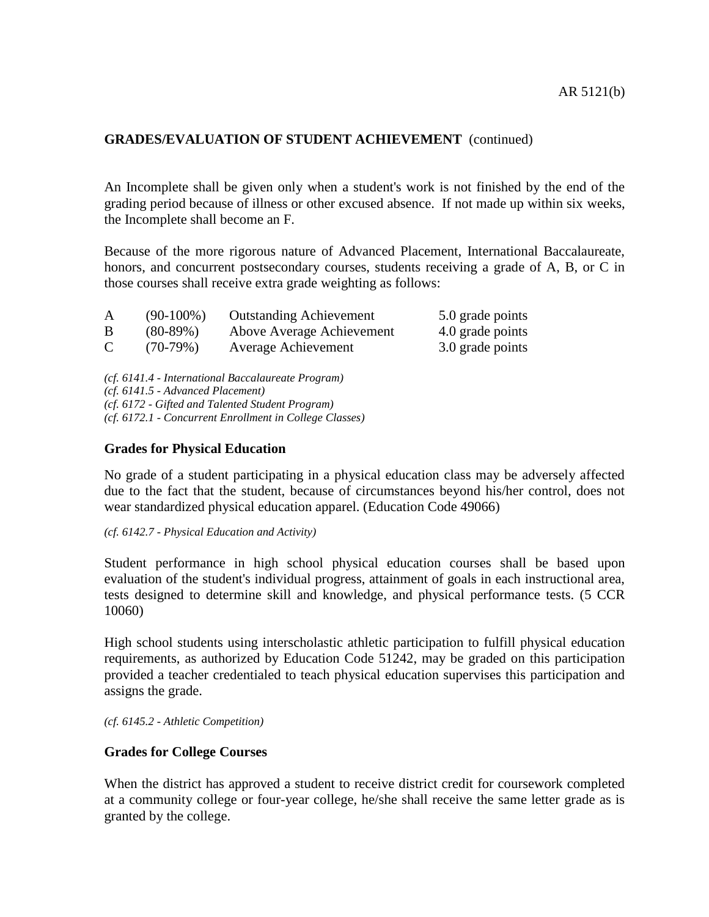**GRADES/EVALUATION OF STUDENT ACHIEVEMENT** (continued)

An Incomplete shall be given only when a student's work is not finished by the end of the grading period because of illness or other excused absence. If not made up within six weeks, the Incomplete shall become an F.

Because of the more rigorous nature of Advanced Placement, International Baccalaureate, honors, and concurrent postsecondary courses, students receiving a grade of A, B, or C in those courses shall receive extra grade weighting as follows:

| | | | |
|---|---|---|---|
| A | (90-100%) | Outstanding Achievement | 5.0 grade points |
| B | (80-89%) | Above Average Achievement | 4.0 grade points |
| C | (70-79%) | Average Achievement | 3.0 grade points |

*(cf. 6141.4 - International Baccalaureate Program)*
*(cf. 6141.5 - Advanced Placement)*
*(cf. 6172 - Gifted and Talented Student Program)*
*(cf. 6172.1 - Concurrent Enrollment in College Classes)*

### Grades for Physical Education

No grade of a student participating in a physical education class may be adversely affected due to the fact that the student, because of circumstances beyond his/her control, does not wear standardized physical education apparel. (Education Code 49066)

*(cf. 6142.7 - Physical Education and Activity)*

Student performance in high school physical education courses shall be based upon evaluation of the student's individual progress, attainment of goals in each instructional area, tests designed to determine skill and knowledge, and physical performance tests. (5 CCR 10060)

High school students using interscholastic athletic participation to fulfill physical education requirements, as authorized by Education Code 51242, may be graded on this participation provided a teacher credentialed to teach physical education supervises this participation and assigns the grade.

*(cf. 6145.2 - Athletic Competition)*

### Grades for College Courses

When the district has approved a student to receive district credit for coursework completed at a community college or four-year college, he/she shall receive the same letter grade as is granted by the college.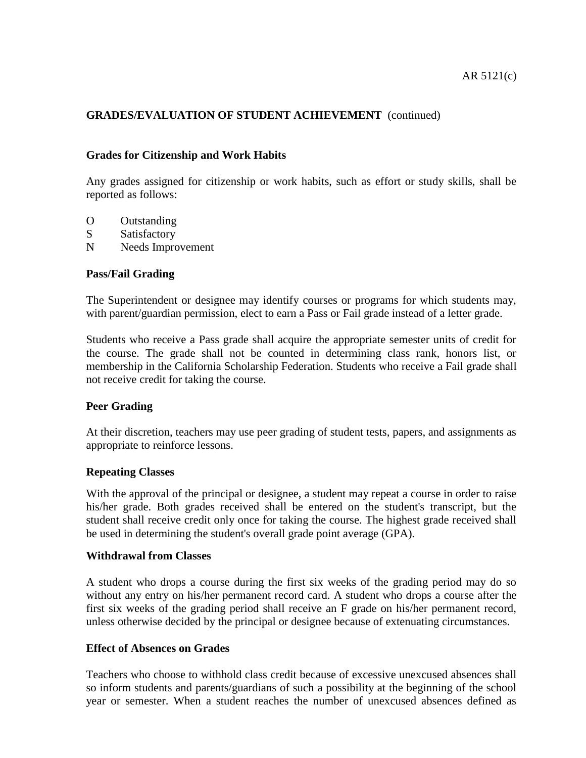GRADES/EVALUATION OF STUDENT ACHIEVEMENT (continued)

## Grades for Citizenship and Work Habits

Any grades assigned for citizenship or work habits, such as effort or study skills, shall be reported as follows:

O Outstanding
S Satisfactory
N Needs Improvement

## Pass/Fail Grading

The Superintendent or designee may identify courses or programs for which students may, with parent/guardian permission, elect to earn a Pass or Fail grade instead of a letter grade.

Students who receive a Pass grade shall acquire the appropriate semester units of credit for the course. The grade shall not be counted in determining class rank, honors list, or membership in the California Scholarship Federation. Students who receive a Fail grade shall not receive credit for taking the course.

## Peer Grading

At their discretion, teachers may use peer grading of student tests, papers, and assignments as appropriate to reinforce lessons.

## Repeating Classes

With the approval of the principal or designee, a student may repeat a course in order to raise his/her grade. Both grades received shall be entered on the student's transcript, but the student shall receive credit only once for taking the course. The highest grade received shall be used in determining the student's overall grade point average (GPA).

## Withdrawal from Classes

A student who drops a course during the first six weeks of the grading period may do so without any entry on his/her permanent record card. A student who drops a course after the first six weeks of the grading period shall receive an F grade on his/her permanent record, unless otherwise decided by the principal or designee because of extenuating circumstances.

## Effect of Absences on Grades

Teachers who choose to withhold class credit because of excessive unexcused absences shall so inform students and parents/guardians of such a possibility at the beginning of the school year or semester. When a student reaches the number of unexcused absences defined as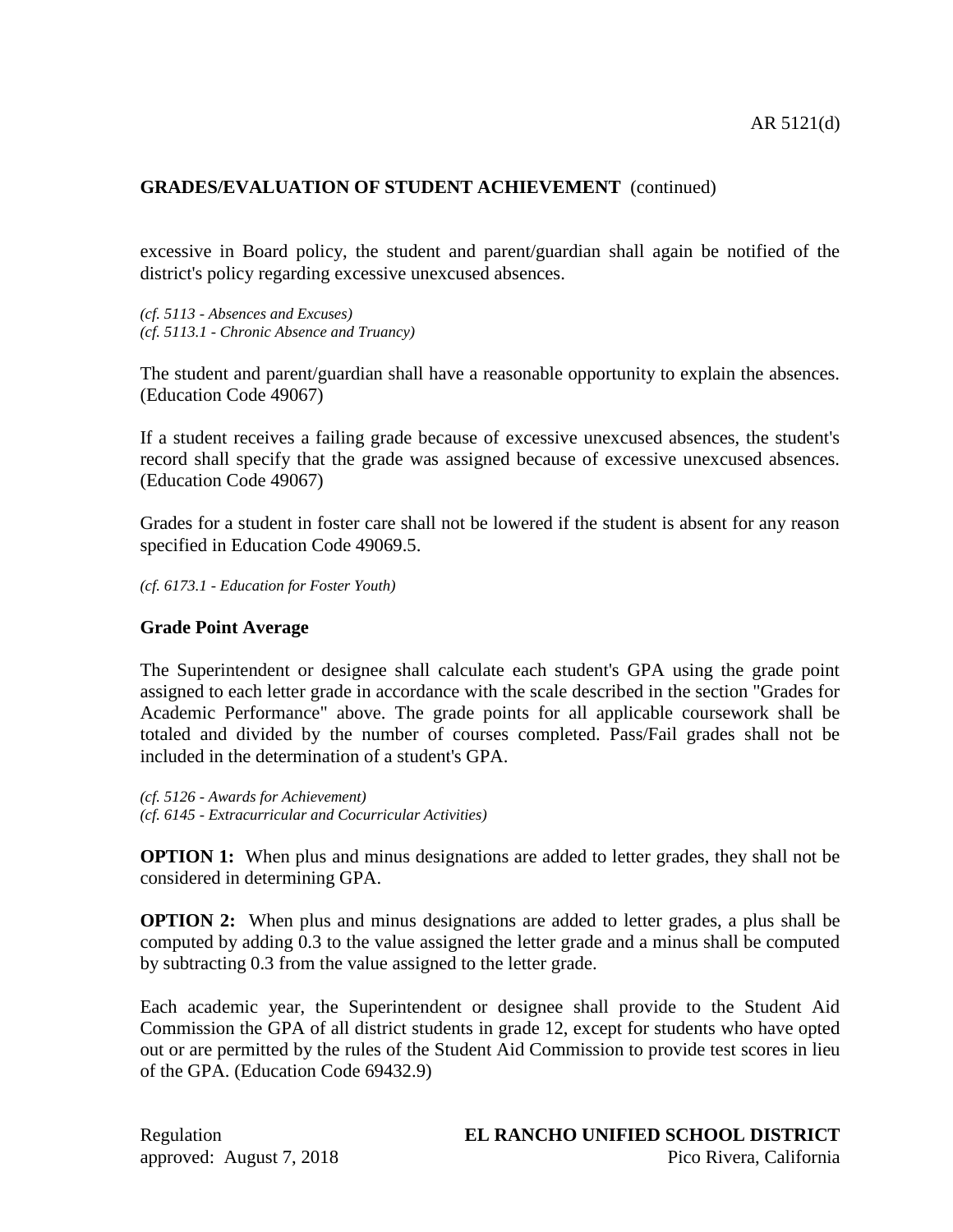excessive in Board policy, the student and parent/guardian shall again be notified of the district's policy regarding excessive unexcused absences.

*(cf. 5113 - Absences and Excuses)*
*(cf. 5113.1 - Chronic Absence and Truancy)*

The student and parent/guardian shall have a reasonable opportunity to explain the absences. (Education Code 49067)

If a student receives a failing grade because of excessive unexcused absences, the student's record shall specify that the grade was assigned because of excessive unexcused absences. (Education Code 49067)

Grades for a student in foster care shall not be lowered if the student is absent for any reason specified in Education Code 49069.5.

*(cf. 6173.1 - Education for Foster Youth)*

**Grade Point Average**

The Superintendent or designee shall calculate each student's GPA using the grade point assigned to each letter grade in accordance with the scale described in the section "Grades for Academic Performance" above. The grade points for all applicable coursework shall be totaled and divided by the number of courses completed. Pass/Fail grades shall not be included in the determination of a student's GPA.

*(cf. 5126 - Awards for Achievement)*
*(cf. 6145 - Extracurricular and Cocurricular Activities)*

**OPTION 1:** When plus and minus designations are added to letter grades, they shall not be considered in determining GPA.

**OPTION 2:** When plus and minus designations are added to letter grades, a plus shall be computed by adding 0.3 to the value assigned the letter grade and a minus shall be computed by subtracting 0.3 from the value assigned to the letter grade.

Each academic year, the Superintendent or designee shall provide to the Student Aid Commission the GPA of all district students in grade 12, except for students who have opted out or are permitted by the rules of the Student Aid Commission to provide test scores in lieu of the GPA. (Education Code 69432.9)

Regulation approved: August 7, 2018

**EL RANCHO UNIFIED SCHOOL DISTRICT**
Pico Rivera, California